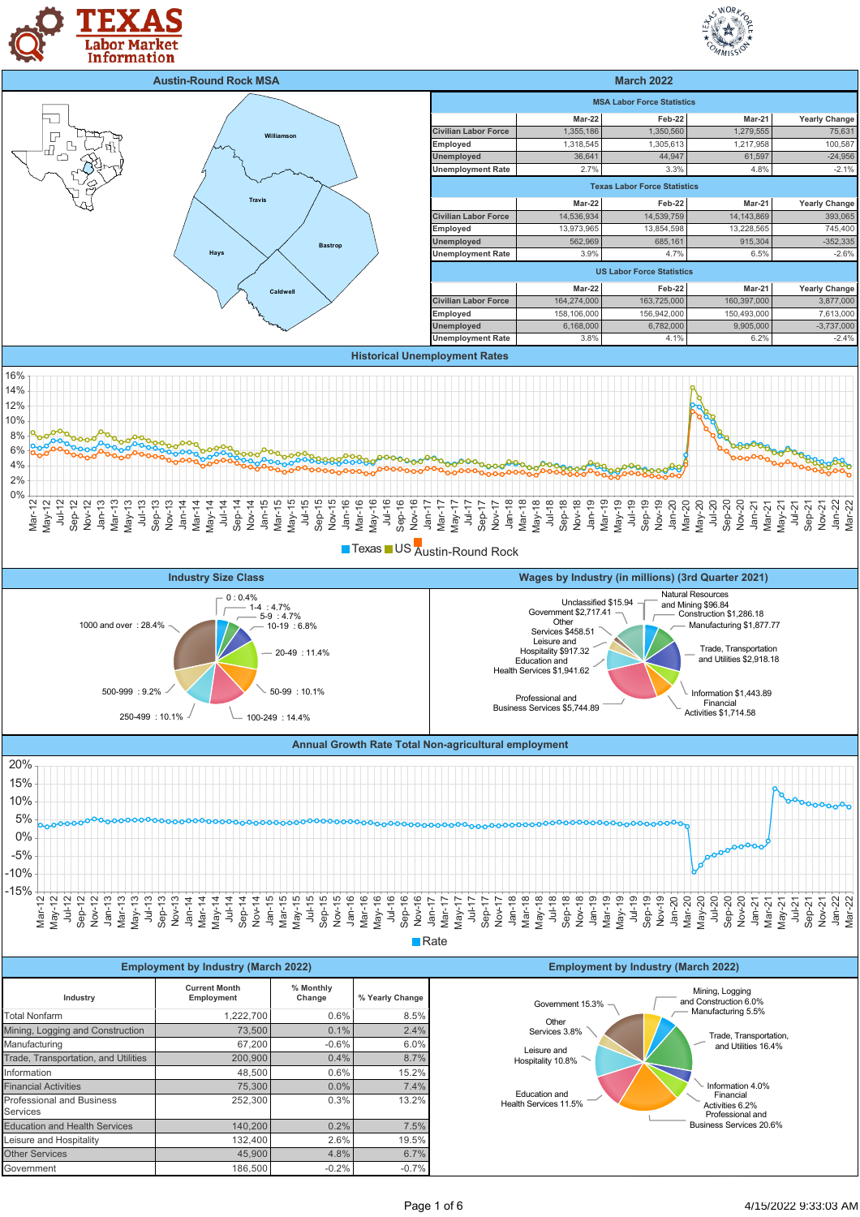# Texas Labor Market Information

## Austin-Round Rock MSA — March 2022

### MSA Labor Force Statistics

| | Mar-22 | Feb-22 | Mar-21 | Yearly Change |
|---|---|---|---|---|
| Civilian Labor Force | 1,355,186 | 1,350,560 | 1,279,555 | 75,631 |
| Employed | 1,318,545 | 1,305,613 | 1,217,958 | 100,587 |
| Unemployed | 36,641 | 44,947 | 61,597 | -24,956 |
| Unemployment Rate | 2.7% | 3.3% | 4.8% | -2.1% |

### Texas Labor Force Statistics

| | Mar-22 | Feb-22 | Mar-21 | Yearly Change |
|---|---|---|---|---|
| Civilian Labor Force | 14,536,934 | 14,539,759 | 14,143,869 | 393,065 |
| Employed | 13,973,965 | 13,854,598 | 13,228,565 | 745,400 |
| Unemployed | 562,969 | 685,161 | 915,304 | -352,335 |
| Unemployment Rate | 3.9% | 4.7% | 6.5% | -2.6% |

### US Labor Force Statistics

| | Mar-22 | Feb-22 | Mar-21 | Yearly Change |
|---|---|---|---|---|
| Civilian Labor Force | 164,274,000 | 163,725,000 | 160,397,000 | 3,877,000 |
| Employed | 158,106,000 | 156,942,000 | 150,493,000 | 7,613,000 |
| Unemployed | 6,168,000 | 6,782,000 | 9,905,000 | -3,737,000 |
| Unemployment Rate | 3.8% | 4.1% | 6.2% | -2.4% |

### Historical Unemployment Rates

Legend: Texas, US, Austin-Round Rock

### Industry Size Class

- 0 : 0.4%
- 1-4 : 4.7%
- 5-9 : 4.7%
- 10-19 : 6.8%
- 20-49 : 11.4%
- 50-99 : 10.1%
- 100-249 : 14.4%
- 250-499 : 10.1%
- 500-999 : 9.2%
- 1000 and over : 28.4%

### Wages by Industry (in millions) (3rd Quarter 2021)

- Natural Resources and Mining $96.84
- Construction $1,286.18
- Manufacturing $1,877.77
- Trade, Transportation and Utilities $2,918.18
- Information $1,443.89
- Financial Activities $1,714.58
- Professional and Business Services $5,744.89
- Education and Health Services $1,941.62
- Leisure and Hospitality $917.32
- Other Services $458.51
- Government $2,717.41
- Unclassified $15.94

### Annual Growth Rate Total Non-agricultural employment

Legend: Rate

### Employment by Industry (March 2022)

| Industry | Current Month Employment | % Monthly Change | % Yearly Change |
|---|---|---|---|
| Total Nonfarm | 1,222,700 | 0.6% | 8.5% |
| Mining, Logging and Construction | 73,500 | 0.1% | 2.4% |
| Manufacturing | 67,200 | -0.6% | 6.0% |
| Trade, Transportation, and Utilities | 200,900 | 0.4% | 8.7% |
| Information | 48,500 | 0.6% | 15.2% |
| Financial Activities | 75,300 | 0.0% | 7.4% |
| Professional and Business Services | 252,300 | 0.3% | 13.2% |
| Education and Health Services | 140,200 | 0.2% | 7.5% |
| Leisure and Hospitality | 132,400 | 2.6% | 19.5% |
| Other Services | 45,900 | 4.8% | 6.7% |
| Government | 186,500 | -0.2% | -0.7% |

### Employment by Industry (March 2022)

- Mining, Logging and Construction 6.0%
- Manufacturing 5.5%
- Trade, Transportation, and Utilities 16.4%
- Information 4.0%
- Financial Activities 6.2%
- Professional and Business Services 20.6%
- Education and Health Services 11.5%
- Leisure and Hospitality 10.8%
- Other Services 3.8%
- Government 15.3%

4/15/2022 9:33:03 AM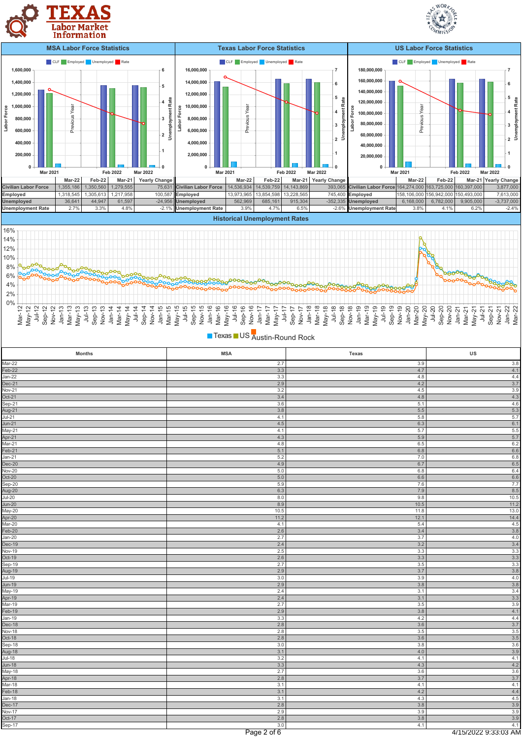# TEXAS Labor Market Information

## MSA Labor Force Statistics

| | Mar-22 | Feb-22 | Mar-21 | Yearly Change |
|---|---|---|---|---|
| Civilian Labor Force | 1,355,186 | 1,350,560 | 1,279,555 | 75,631 |
| Employed | 1,318,545 | 1,305,613 | 1,217,958 | 100,587 |
| Unemployed | 36,641 | 44,947 | 61,597 | -24,956 |
| Unemployment Rate | 2.7% | 3.3% | 4.8% | -2.1% |

## Texas Labor Force Statistics

| | Mar-22 | Feb-22 | Mar-21 | Yearly Change |
|---|---|---|---|---|
| Civilian Labor Force | 14,536,934 | 14,539,759 | 14,143,869 | 393,065 |
| Employed | 13,973,965 | 13,854,598 | 13,228,565 | 745,400 |
| Unemployed | 562,969 | 685,161 | 915,304 | -352,335 |
| Unemployment Rate | 3.9% | 4.7% | 6.5% | -2.6% |

## US Labor Force Statistics

| | Mar-22 | Feb-22 | Mar-21 | Yearly Change |
|---|---|---|---|---|
| Civilian Labor Force | 164,274,000 | 163,725,000 | 160,397,000 | 3,877,000 |
| Employed | 158,106,000 | 156,942,000 | 150,493,000 | 7,613,000 |
| Unemployed | 6,168,000 | 6,782,000 | 9,905,000 | -3,737,000 |
| Unemployment Rate | 3.8% | 4.1% | 6.2% | -2.4% |

## Historical Unemployment Rates

Texas · US · Austin-Round Rock

| Months | MSA | Texas | US |
|---|---|---|---|
| Mar-22 | 2.7 | 3.9 | 3.8 |
| Feb-22 | 3.3 | 4.7 | 4.1 |
| Jan-22 | 3.3 | 4.8 | 4.4 |
| Dec-21 | 2.9 | 4.2 | 3.7 |
| Nov-21 | 3.2 | 4.5 | 3.9 |
| Oct-21 | 3.4 | 4.8 | 4.3 |
| Sep-21 | 3.6 | 5.1 | 4.6 |
| Aug-21 | 3.8 | 5.5 | 5.3 |
| Jul-21 | 4.1 | 5.8 | 5.7 |
| Jun-21 | 4.5 | 6.3 | 6.1 |
| May-21 | 4.1 | 5.7 | 5.5 |
| Apr-21 | 4.3 | 5.9 | 5.7 |
| Mar-21 | 4.8 | 6.5 | 6.2 |
| Feb-21 | 5.1 | 6.8 | 6.6 |
| Jan-21 | 5.2 | 7.0 | 6.8 |
| Dec-20 | 4.9 | 6.7 | 6.5 |
| Nov-20 | 5.0 | 6.8 | 6.4 |
| Oct-20 | 5.0 | 6.6 | 6.6 |
| Sep-20 | 5.9 | 7.6 | 7.7 |
| Aug-20 | 6.3 | 7.9 | 8.5 |
| Jul-20 | 8.0 | 9.8 | 10.5 |
| Jun-20 | 8.9 | 10.5 | 11.2 |
| May-20 | 10.5 | 11.8 | 13.0 |
| Apr-20 | 11.2 | 12.1 | 14.4 |
| Mar-20 | 4.1 | 5.4 | 4.5 |
| Feb-20 | 2.6 | 3.4 | 3.8 |
| Jan-20 | 2.7 | 3.7 | 4.0 |
| Dec-19 | 2.4 | 3.2 | 3.4 |
| Nov-19 | 2.5 | 3.3 | 3.3 |
| Oct-19 | 2.6 | 3.3 | 3.3 |
| Sep-19 | 2.7 | 3.5 | 3.3 |
| Aug-19 | 2.9 | 3.7 | 3.8 |
| Jul-19 | 3.0 | 3.9 | 4.0 |
| Jun-19 | 2.9 | 3.8 | 3.8 |
| May-19 | 2.4 | 3.1 | 3.4 |
| Apr-19 | 2.4 | 3.1 | 3.3 |
| Mar-19 | 2.7 | 3.5 | 3.9 |
| Feb-19 | 2.9 | 3.8 | 4.1 |
| Jan-19 | 3.3 | 4.2 | 4.4 |
| Dec-18 | 2.8 | 3.6 | 3.7 |
| Nov-18 | 2.8 | 3.5 | 3.5 |
| Oct-18 | 2.8 | 3.6 | 3.5 |
| Sep-18 | 3.0 | 3.8 | 3.6 |
| Aug-18 | 3.1 | 4.0 | 3.9 |
| Jul-18 | 3.2 | 4.1 | 4.1 |
| Jun-18 | 3.3 | 4.3 | 4.2 |
| May-18 | 2.7 | 3.6 | 3.6 |
| Apr-18 | 2.8 | 3.7 | 3.7 |
| Mar-18 | 3.1 | 4.1 | 4.1 |
| Feb-18 | 3.1 | 4.2 | 4.4 |
| Jan-18 | 3.1 | 4.3 | 4.5 |
| Dec-17 | 2.8 | 3.8 | 3.9 |
| Nov-17 | 2.9 | 3.9 | 3.9 |
| Oct-17 | 2.8 | 3.8 | 3.9 |
| Sep-17 | 3.0 | 4.1 | 4.1 |

4/15/2022 9:33:03 AM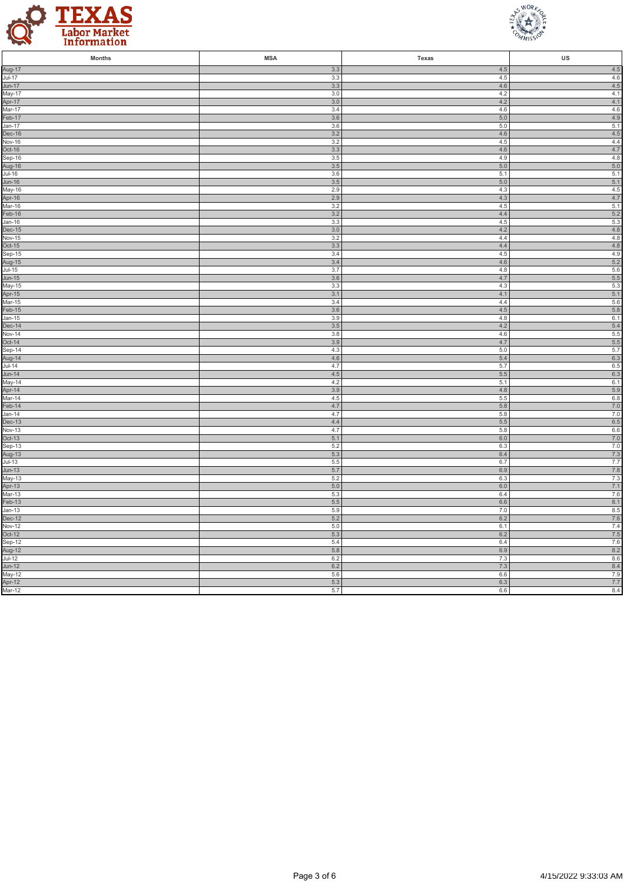| Months | MSA | Texas | US |
|---|---|---|---|
| Aug-17 | 3.3 | 4.5 | 4.5 |
| Jul-17 | 3.3 | 4.5 | 4.6 |
| Jun-17 | 3.3 | 4.6 | 4.5 |
| May-17 | 3.0 | 4.2 | 4.1 |
| Apr-17 | 3.0 | 4.2 | 4.1 |
| Mar-17 | 3.4 | 4.6 | 4.6 |
| Feb-17 | 3.6 | 5.0 | 4.9 |
| Jan-17 | 3.6 | 5.0 | 5.1 |
| Dec-16 | 3.2 | 4.6 | 4.5 |
| Nov-16 | 3.2 | 4.5 | 4.4 |
| Oct-16 | 3.3 | 4.6 | 4.7 |
| Sep-16 | 3.5 | 4.9 | 4.8 |
| Aug-16 | 3.5 | 5.0 | 5.0 |
| Jul-16 | 3.6 | 5.1 | 5.1 |
| Jun-16 | 3.5 | 5.0 | 5.1 |
| May-16 | 2.9 | 4.3 | 4.5 |
| Apr-16 | 2.9 | 4.3 | 4.7 |
| Mar-16 | 3.2 | 4.5 | 5.1 |
| Feb-16 | 3.2 | 4.4 | 5.2 |
| Jan-16 | 3.3 | 4.5 | 5.3 |
| Dec-15 | 3.0 | 4.2 | 4.8 |
| Nov-15 | 3.2 | 4.4 | 4.8 |
| Oct-15 | 3.3 | 4.4 | 4.8 |
| Sep-15 | 3.4 | 4.5 | 4.9 |
| Aug-15 | 3.4 | 4.6 | 5.2 |
| Jul-15 | 3.7 | 4.8 | 5.6 |
| Jun-15 | 3.6 | 4.7 | 5.5 |
| May-15 | 3.3 | 4.3 | 5.3 |
| Apr-15 | 3.1 | 4.1 | 5.1 |
| Mar-15 | 3.4 | 4.4 | 5.6 |
| Feb-15 | 3.6 | 4.5 | 5.8 |
| Jan-15 | 3.9 | 4.8 | 6.1 |
| Dec-14 | 3.5 | 4.2 | 5.4 |
| Nov-14 | 3.8 | 4.6 | 5.5 |
| Oct-14 | 3.9 | 4.7 | 5.5 |
| Sep-14 | 4.3 | 5.0 | 5.7 |
| Aug-14 | 4.6 | 5.4 | 6.3 |
| Jul-14 | 4.7 | 5.7 | 6.5 |
| Jun-14 | 4.5 | 5.5 | 6.3 |
| May-14 | 4.2 | 5.1 | 6.1 |
| Apr-14 | 3.9 | 4.8 | 5.9 |
| Mar-14 | 4.5 | 5.5 | 6.8 |
| Feb-14 | 4.7 | 5.8 | 7.0 |
| Jan-14 | 4.7 | 5.8 | 7.0 |
| Dec-13 | 4.4 | 5.5 | 6.5 |
| Nov-13 | 4.7 | 5.8 | 6.6 |
| Oct-13 | 5.1 | 6.0 | 7.0 |
| Sep-13 | 5.2 | 6.3 | 7.0 |
| Aug-13 | 5.3 | 6.4 | 7.3 |
| Jul-13 | 5.5 | 6.7 | 7.7 |
| Jun-13 | 5.7 | 6.9 | 7.8 |
| May-13 | 5.2 | 6.3 | 7.3 |
| Apr-13 | 5.0 | 6.0 | 7.1 |
| Mar-13 | 5.3 | 6.4 | 7.6 |
| Feb-13 | 5.5 | 6.6 | 8.1 |
| Jan-13 | 5.9 | 7.0 | 8.5 |
| Dec-12 | 5.2 | 6.2 | 7.6 |
| Nov-12 | 5.0 | 6.1 | 7.4 |
| Oct-12 | 5.3 | 6.2 | 7.5 |
| Sep-12 | 5.4 | 6.4 | 7.6 |
| Aug-12 | 5.8 | 6.9 | 8.2 |
| Jul-12 | 6.2 | 7.3 | 8.6 |
| Jun-12 | 6.2 | 7.3 | 8.4 |
| May-12 | 5.6 | 6.6 | 7.9 |
| Apr-12 | 5.3 | 6.3 | 7.7 |
| Mar-12 | 5.7 | 6.6 | 8.4 |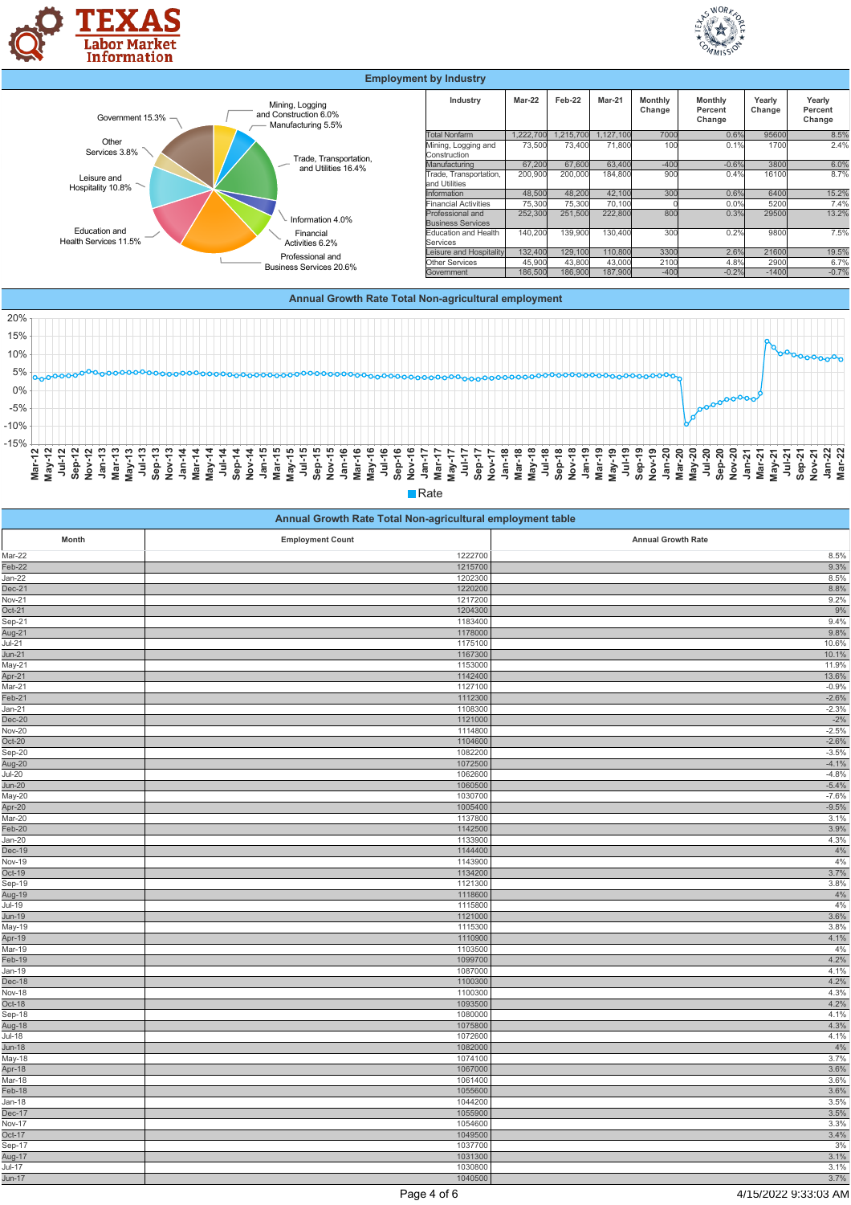## Employment by Industry

Government 15.3%
Other Services 3.8%
Leisure and Hospitality 10.8%
Education and Health Services 11.5%
Mining, Logging and Construction 6.0%
Manufacturing 5.5%
Trade, Transportation, and Utilities 16.4%
Information 4.0%
Financial Activities 6.2%
Professional and Business Services 20.6%

| Industry | Mar-22 | Feb-22 | Mar-21 | Monthly Change | Monthly Percent Change | Yearly Change | Yearly Percent Change |
|---|---|---|---|---|---|---|---|
| Total Nonfarm | 1,222,700 | 1,215,700 | 1,127,100 | 7000 | 0.6% | 95600 | 8.5% |
| Mining, Logging and Construction | 73,500 | 73,400 | 71,800 | 100 | 0.1% | 1700 | 2.4% |
| Manufacturing | 67,200 | 67,600 | 63,400 | -400 | -0.6% | 3800 | 6.0% |
| Trade, Transportation, and Utilities | 200,900 | 200,000 | 184,800 | 900 | 0.4% | 16100 | 8.7% |
| Information | 48,500 | 48,200 | 42,100 | 300 | 0.6% | 6400 | 15.2% |
| Financial Activities | 75,300 | 75,300 | 70,100 | 0 | 0.0% | 5200 | 7.4% |
| Professional and Business Services | 252,300 | 251,500 | 222,800 | 800 | 0.3% | 29500 | 13.2% |
| Education and Health Services | 140,200 | 139,900 | 130,400 | 300 | 0.2% | 9800 | 7.5% |
| Leisure and Hospitality | 132,400 | 129,100 | 110,800 | 3300 | 2.6% | 21600 | 19.5% |
| Other Services | 45,900 | 43,800 | 43,000 | 2100 | 4.8% | 2900 | 6.7% |
| Government | 186,500 | 186,900 | 187,900 | -400 | -0.2% | -1400 | -0.7% |

## Annual Growth Rate Total Non-agricultural employment

Rate

## Annual Growth Rate Total Non-agricultural employment table

| Month | Employment Count | Annual Growth Rate |
|---|---|---|
| Mar-22 | 1222700 | 8.5% |
| Feb-22 | 1215700 | 9.3% |
| Jan-22 | 1202300 | 8.5% |
| Dec-21 | 1220200 | 8.8% |
| Nov-21 | 1217200 | 9.2% |
| Oct-21 | 1204300 | 9% |
| Sep-21 | 1183400 | 9.4% |
| Aug-21 | 1178000 | 9.8% |
| Jul-21 | 1175100 | 10.6% |
| Jun-21 | 1167300 | 10.1% |
| May-21 | 1153000 | 11.9% |
| Apr-21 | 1142400 | 13.6% |
| Mar-21 | 1127100 | -0.9% |
| Feb-21 | 1112300 | -2.6% |
| Jan-21 | 1108300 | -2.3% |
| Dec-20 | 1121000 | -2% |
| Nov-20 | 1114800 | -2.5% |
| Oct-20 | 1104600 | -2.6% |
| Sep-20 | 1082200 | -3.5% |
| Aug-20 | 1072500 | -4.1% |
| Jul-20 | 1062600 | -4.8% |
| Jun-20 | 1060500 | -5.4% |
| May-20 | 1030700 | -7.6% |
| Apr-20 | 1005400 | -9.5% |
| Mar-20 | 1137800 | 3.1% |
| Feb-20 | 1142500 | 3.9% |
| Jan-20 | 1133900 | 4.3% |
| Dec-19 | 1144400 | 4% |
| Nov-19 | 1143900 | 4% |
| Oct-19 | 1134200 | 3.7% |
| Sep-19 | 1121300 | 3.8% |
| Aug-19 | 1118600 | 4% |
| Jul-19 | 1115800 | 4% |
| Jun-19 | 1121000 | 3.6% |
| May-19 | 1115300 | 3.8% |
| Apr-19 | 1110900 | 4.1% |
| Mar-19 | 1103500 | 4% |
| Feb-19 | 1099700 | 4.2% |
| Jan-19 | 1087000 | 4.1% |
| Dec-18 | 1100300 | 4.2% |
| Nov-18 | 1100300 | 4.3% |
| Oct-18 | 1093500 | 4.2% |
| Sep-18 | 1080000 | 4.1% |
| Aug-18 | 1075800 | 4.3% |
| Jul-18 | 1072600 | 4.1% |
| Jun-18 | 1082000 | 4% |
| May-18 | 1074100 | 3.7% |
| Apr-18 | 1067000 | 3.6% |
| Mar-18 | 1061400 | 3.6% |
| Feb-18 | 1055600 | 3.6% |
| Jan-18 | 1044200 | 3.5% |
| Dec-17 | 1055900 | 3.5% |
| Nov-17 | 1054600 | 3.3% |
| Oct-17 | 1049500 | 3.4% |
| Sep-17 | 1037700 | 3% |
| Aug-17 | 1031300 | 3.1% |
| Jul-17 | 1030800 | 3.1% |
| Jun-17 | 1040500 | 3.7% |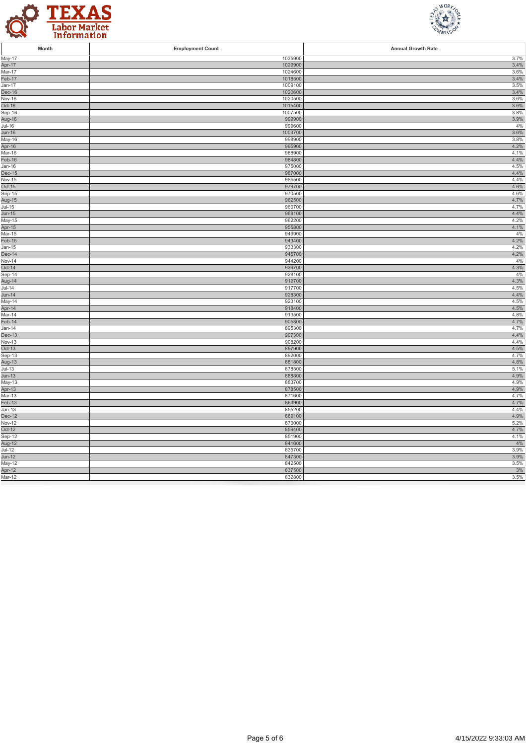| Month | Employment Count | Annual Growth Rate |
| --- | --- | --- |
| May-17 | 1035900 | 3.7% |
| Apr-17 | 1029900 | 3.4% |
| Mar-17 | 1024600 | 3.6% |
| Feb-17 | 1018500 | 3.4% |
| Jan-17 | 1009100 | 3.5% |
| Dec-16 | 1020600 | 3.4% |
| Nov-16 | 1020500 | 3.6% |
| Oct-16 | 1015400 | 3.6% |
| Sep-16 | 1007500 | 3.8% |
| Aug-16 | 999900 | 3.9% |
| Jul-16 | 999600 | 4% |
| Jun-16 | 1003700 | 3.6% |
| May-16 | 998900 | 3.8% |
| Apr-16 | 995900 | 4.2% |
| Mar-16 | 988900 | 4.1% |
| Feb-16 | 984800 | 4.4% |
| Jan-16 | 975000 | 4.5% |
| Dec-15 | 987000 | 4.4% |
| Nov-15 | 985500 | 4.4% |
| Oct-15 | 979700 | 4.6% |
| Sep-15 | 970500 | 4.6% |
| Aug-15 | 962500 | 4.7% |
| Jul-15 | 960700 | 4.7% |
| Jun-15 | 969100 | 4.4% |
| May-15 | 962200 | 4.2% |
| Apr-15 | 955800 | 4.1% |
| Mar-15 | 949900 | 4% |
| Feb-15 | 943400 | 4.2% |
| Jan-15 | 933300 | 4.2% |
| Dec-14 | 945700 | 4.2% |
| Nov-14 | 944200 | 4% |
| Oct-14 | 936700 | 4.3% |
| Sep-14 | 928100 | 4% |
| Aug-14 | 919700 | 4.3% |
| Jul-14 | 917700 | 4.5% |
| Jun-14 | 928300 | 4.4% |
| May-14 | 923100 | 4.5% |
| Apr-14 | 918400 | 4.5% |
| Mar-14 | 913500 | 4.8% |
| Feb-14 | 905800 | 4.7% |
| Jan-14 | 895300 | 4.7% |
| Dec-13 | 907300 | 4.4% |
| Nov-13 | 908200 | 4.4% |
| Oct-13 | 897900 | 4.5% |
| Sep-13 | 892000 | 4.7% |
| Aug-13 | 881800 | 4.8% |
| Jul-13 | 878500 | 5.1% |
| Jun-13 | 888800 | 4.9% |
| May-13 | 883700 | 4.9% |
| Apr-13 | 878500 | 4.9% |
| Mar-13 | 871600 | 4.7% |
| Feb-13 | 864900 | 4.7% |
| Jan-13 | 855200 | 4.4% |
| Dec-12 | 869100 | 4.9% |
| Nov-12 | 870000 | 5.2% |
| Oct-12 | 859400 | 4.7% |
| Sep-12 | 851900 | 4.1% |
| Aug-12 | 841600 | 4% |
| Jul-12 | 835700 | 3.9% |
| Jun-12 | 847300 | 3.9% |
| May-12 | 842500 | 3.5% |
| Apr-12 | 837500 | 3% |
| Mar-12 | 832800 | 3.5% |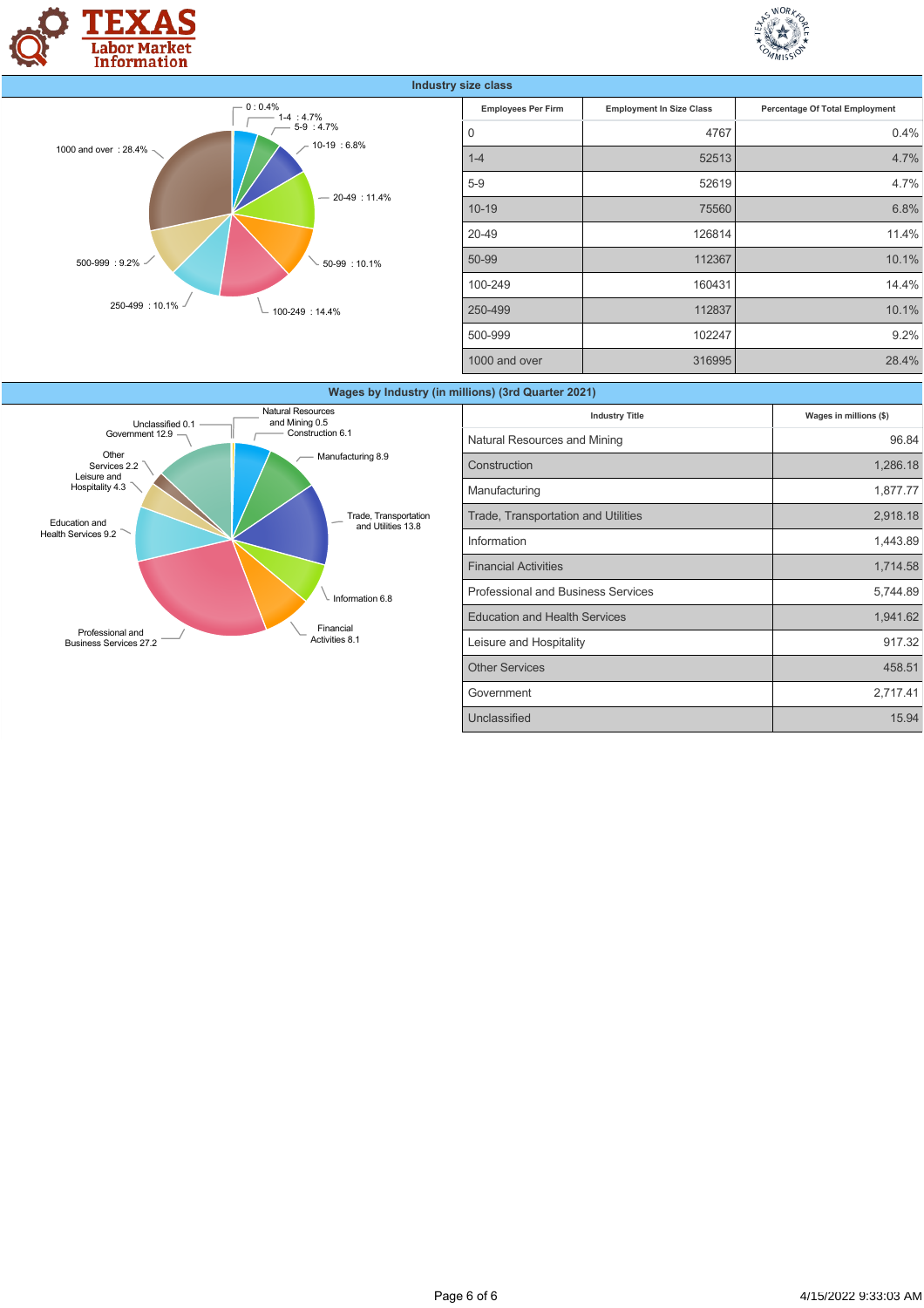## Industry size class

0 : 0.4%
1-4 : 4.7%
5-9 : 4.7%
10-19 : 6.8%
20-49 : 11.4%
50-99 : 10.1%
100-249 : 14.4%
250-499 : 10.1%
500-999 : 9.2%
1000 and over : 28.4%

| Employees Per Firm | Employment In Size Class | Percentage Of Total Employment |
|---|---|---|
| 0 | 4767 | 0.4% |
| 1-4 | 52513 | 4.7% |
| 5-9 | 52619 | 4.7% |
| 10-19 | 75560 | 6.8% |
| 20-49 | 126814 | 11.4% |
| 50-99 | 112367 | 10.1% |
| 100-249 | 160431 | 14.4% |
| 250-499 | 112837 | 10.1% |
| 500-999 | 102247 | 9.2% |
| 1000 and over | 316995 | 28.4% |

## Wages by Industry (in millions) (3rd Quarter 2021)

Natural Resources and Mining 0.5
Construction 6.1
Manufacturing 8.9
Trade, Transportation and Utilities 13.8
Information 6.8
Financial Activities 8.1
Professional and Business Services 27.2
Education and Health Services 9.2
Leisure and Hospitality 4.3
Other Services 2.2
Government 12.9
Unclassified 0.1

| Industry Title | Wages in millions ($) |
|---|---|
| Natural Resources and Mining | 96.84 |
| Construction | 1,286.18 |
| Manufacturing | 1,877.77 |
| Trade, Transportation and Utilities | 2,918.18 |
| Information | 1,443.89 |
| Financial Activities | 1,714.58 |
| Professional and Business Services | 5,744.89 |
| Education and Health Services | 1,941.62 |
| Leisure and Hospitality | 917.32 |
| Other Services | 458.51 |
| Government | 2,717.41 |
| Unclassified | 15.94 |